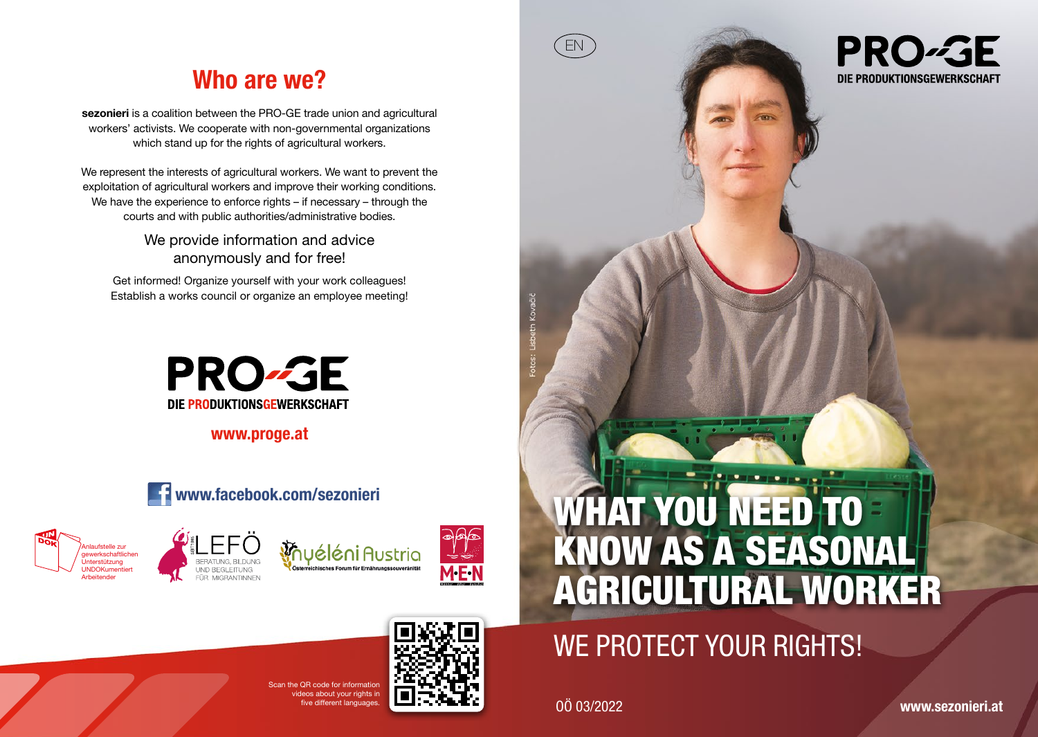## Who are we?

**sezonieri** is a coalition between the PRO-GE trade union and agricultural workers' activists. We cooperate with non-governmental organizations which stand up for the rights of agricultural workers.

We represent the interests of agricultural workers. We want to prevent the exploitation of agricultural workers and improve their working conditions. We have the experience to enforce rights – if necessary – through the courts and with public authorities/administrative bodies.

We provide information and advice anonymously and for free!

Get informed! Organize yourself with your work colleagues! Establish a works council or organize an employee meeting!

PRO-GE
DIE PRODUKTIONSGEWERKSCHAFT

**www.proge.at**

**www.facebook.com/sezonieri**

UNDOK – Anlaufstelle zur gewerkschaftlichen Unterstützung UNDOKumentiert Arbeitender

LEFÖ – Beratung, Bildung und Begleitung für Migrantinnen

Nyéléni Austria – Österreichisches Forum für Ernährungssouveränität

M·E·N

Scan the QR code for information videos about your rights in five different languages.

EN

PRO-GE
DIE PRODUKTIONSGEWERKSCHAFT

Fotos: Lisbeth Kovačič

# WHAT YOU NEED TO KNOW AS A SEASONAL AGRICULTURAL WORKER

## WE PROTECT YOUR RIGHTS!

OÖ 03/2022

**www.sezonieri.at**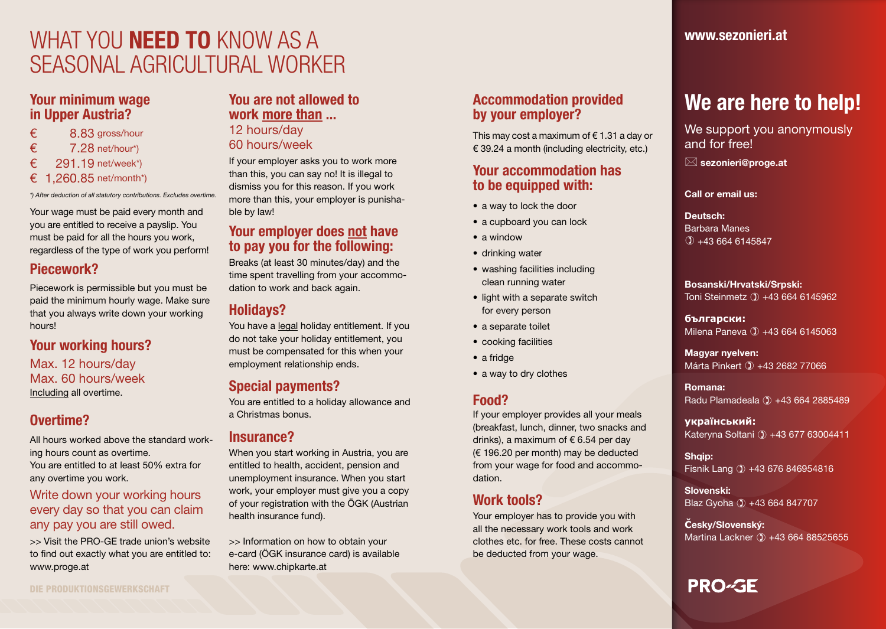# WHAT YOU **NEED TO** KNOW AS A SEASONAL AGRICULTURAL WORKER

## Your minimum wage in Upper Austria?

€ 8.83 gross/hour
€ 7.28 net/hour*)
€ 291.19 net/week*)
€ 1,260.85 net/month*)

*\*) After deduction of all statutory contributions. Excludes overtime.*

Your wage must be paid every month and you are entitled to receive a payslip. You must be paid for all the hours you work, regardless of the type of work you perform!

## Piecework?

Piecework is permissible but you must be paid the minimum hourly wage. Make sure that you always write down your working hours!

## Your working hours?

Max. 12 hours/day
Max. 60 hours/week
Including all overtime.

## Overtime?

All hours worked above the standard working hours count as overtime.
You are entitled to at least 50% extra for any overtime you work.

Write down your working hours every day so that you can claim any pay you are still owed.

>> Visit the PRO-GE trade union's website to find out exactly what you are entitled to: www.proge.at

## You are not allowed to work more than ...

12 hours/day
60 hours/week

If your employer asks you to work more than this, you can say no! It is illegal to dismiss you for this reason. If you work more than this, your employer is punishable by law!

## Your employer does not have to pay you for the following:

Breaks (at least 30 minutes/day) and the time spent travelling from your accommodation to work and back again.

## Holidays?

You have a legal holiday entitlement. If you do not take your holiday entitlement, you must be compensated for this when your employment relationship ends.

## Special payments?

You are entitled to a holiday allowance and a Christmas bonus.

## Insurance?

When you start working in Austria, you are entitled to health, accident, pension and unemployment insurance. When you start work, your employer must give you a copy of your registration with the ÖGK (Austrian health insurance fund).

>> Information on how to obtain your e-card (ÖGK insurance card) is available here: www.chipkarte.at

## Accommodation provided by your employer?

This may cost a maximum of € 1.31 a day or € 39.24 a month (including electricity, etc.)

## Your accommodation has to be equipped with:

- a way to lock the door
- a cupboard you can lock
- a window
- drinking water
- washing facilities including clean running water
- light with a separate switch for every person
- a separate toilet
- cooking facilities
- a fridge
- a way to dry clothes

## Food?

If your employer provides all your meals (breakfast, lunch, dinner, two snacks and drinks), a maximum of € 6.54 per day (€ 196.20 per month) may be deducted from your wage for food and accommodation.

## Work tools?

Your employer has to provide you with all the necessary work tools and work clothes etc. for free. These costs cannot be deducted from your wage.

DIE PRODUKTIONSGEWERKSCHAFT

**www.sezonieri.at**

# We are here to help!

We support you anonymously and for free!

**sezonieri@proge.at**

**Call or email us:**

**Deutsch:**
Barbara Manes
+43 664 6145847

**Bosanski/Hrvatski/Srpski:**
Toni Steinmetz +43 664 6145962

**български:**
Milena Paneva +43 664 6145063

**Magyar nyelven:**
Márta Pinkert +43 2682 77066

**Romana:**
Radu Plamadeala +43 664 2885489

**український:**
Kateryna Soltani +43 677 63004411

**Shqip:**
Fisnik Lang +43 676 846954816

**Slovenski:**
Blaz Gyoha +43 664 847707

**Česky/Slovenský:**
Martina Lackner +43 664 88525655

PRO-GE